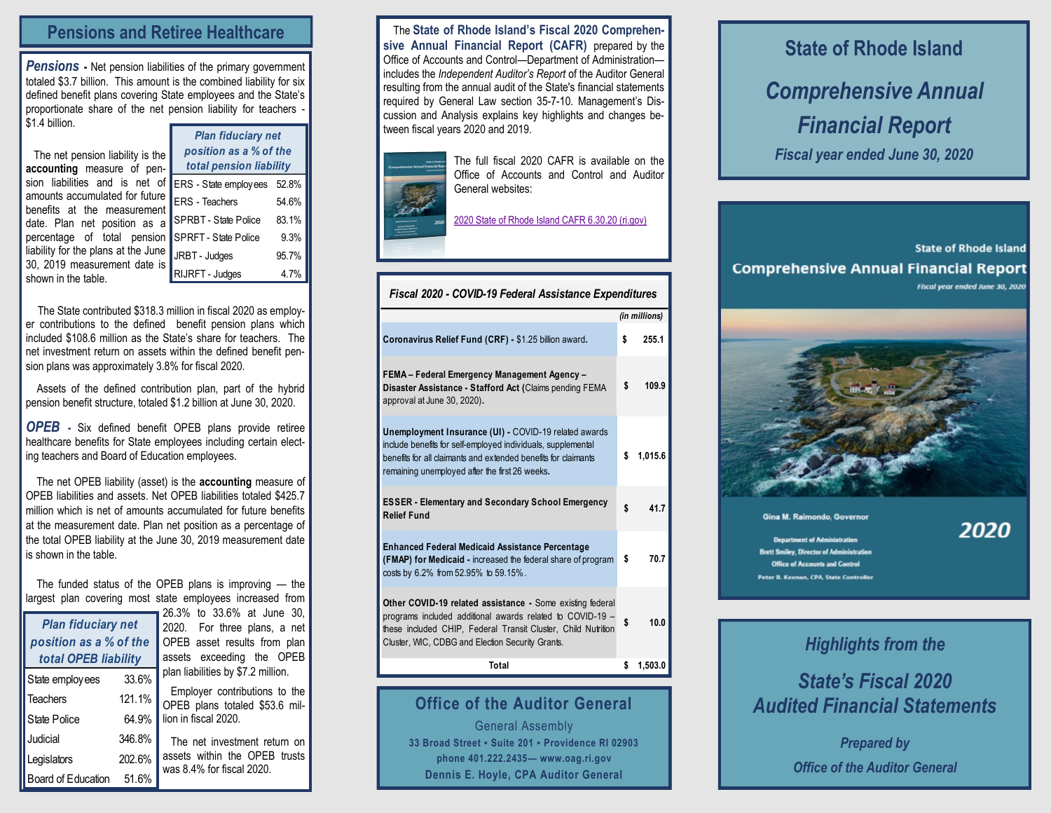## Pensions and Retiree Healthcare

***Pensions*** - Net pension liabilities of the primary government totaled $3.7 billion. This amount is the combined liability for six defined benefit plans covering State employees and the State's proportionate share of the net pension liability for teachers - $1.4 billion.

The net pension liability is the **accounting** measure of pension liabilities and is net of amounts accumulated for future benefits at the measurement date. Plan net position as a percentage of total pension liability for the plans at the June 30, 2019 measurement date is shown in the table.

| *Plan fiduciary net position as a % of the total pension liability* | |
|---|---|
| ERS - State employees | 52.8% |
| ERS - Teachers | 54.6% |
| SPRBT - State Police | 83.1% |
| SPRFT - State Police | 9.3% |
| JRBT - Judges | 95.7% |
| RIJRFT - Judges | 4.7% |

The State contributed $318.3 million in fiscal 2020 as employer contributions to the defined benefit pension plans which included $108.6 million as the State's share for teachers. The net investment return on assets within the defined benefit pension plans was approximately 3.8% for fiscal 2020.

Assets of the defined contribution plan, part of the hybrid pension benefit structure, totaled $1.2 billion at June 30, 2020.

***OPEB*** - Six defined benefit OPEB plans provide retiree healthcare benefits for State employees including certain electing teachers and Board of Education employees.

The net OPEB liability (asset) is the **accounting** measure of OPEB liabilities and assets. Net OPEB liabilities totaled $425.7 million which is net of amounts accumulated for future benefits at the measurement date. Plan net position as a percentage of the total OPEB liability at the June 30, 2019 measurement date is shown in the table.

The funded status of the OPEB plans is improving — the largest plan covering most state employees increased from 26.3% to 33.6% at June 30, 2020. For three plans, a net OPEB asset results from plan assets exceeding the OPEB plan liabilities by $7.2 million.

| *Plan fiduciary net position as a % of the total OPEB liability* | |
|---|---|
| State employees | 33.6% |
| Teachers | 121.1% |
| State Police | 64.9% |
| Judicial | 346.8% |
| Legislators | 202.6% |
| Board of Education | 51.6% |

Employer contributions to the OPEB plans totaled $53.6 million in fiscal 2020.

The net investment return on assets within the OPEB trusts was 8.4% for fiscal 2020.

The **State of Rhode Island's Fiscal 2020 Comprehensive Annual Financial Report (CAFR)** prepared by the Office of Accounts and Control—Department of Administration—includes the *Independent Auditor's Report* of the Auditor General resulting from the annual audit of the State's financial statements required by General Law section 35-7-10. Management's Discussion and Analysis explains key highlights and changes between fiscal years 2020 and 2019.

The full fiscal 2020 CAFR is available on the Office of Accounts and Control and Auditor General websites:

2020 State of Rhode Island CAFR 6.30.20 (ri.gov)

| *Fiscal 2020 - COVID-19 Federal Assistance Expenditures* | *(in millions)* |
|---|---|
| **Coronavirus Relief Fund (CRF) -** $1.25 billion award. | $ 255.1 |
| **FEMA – Federal Emergency Management Agency – Disaster Assistance - Stafford Act (**Claims pending FEMA approval at June 30, 2020**).** | $ 109.9 |
| **Unemployment Insurance (UI) -** COVID-19 related awards include benefits for self-employed individuals, supplemental benefits for all claimants and extended benefits for claimants remaining unemployed after the first 26 weeks. | $ 1,015.6 |
| **ESSER - Elementary and Secondary School Emergency Relief Fund** | $ 41.7 |
| **Enhanced Federal Medicaid Assistance Percentage (FMAP) for Medicaid -** increased the federal share of program costs by 6.2% from 52.95% to 59.15%. | $ 70.7 |
| **Other COVID-19 related assistance -** Some existing federal programs included additional awards related to COVID-19 – these included CHIP, Federal Transit Cluster, Child Nutrition Cluster, WIC, CDBG and Election Security Grants. | $ 10.0 |
| **Total** | **$ 1,503.0** |

## Office of the Auditor General

General Assembly

**33 Broad Street • Suite 201 • Providence RI 02903**

**phone 401.222.2435— www.oag.ri.gov**

**Dennis E. Hoyle, CPA Auditor General**

## State of Rhode Island

# *Comprehensive Annual Financial Report*

***Fiscal year ended June 30, 2020***

State of Rhode Island

Comprehensive Annual Financial Report

*Fiscal year ended June 30, 2020*

Gina M. Raimondo, Governor

Department of Administration

Brett Smiley, Director of Administration

Office of Accounts and Control

Peter B. Keenan, CPA, State Controller

2020

## *Highlights from the*

## *State's Fiscal 2020 Audited Financial Statements*

***Prepared by***

***Office of the Auditor General***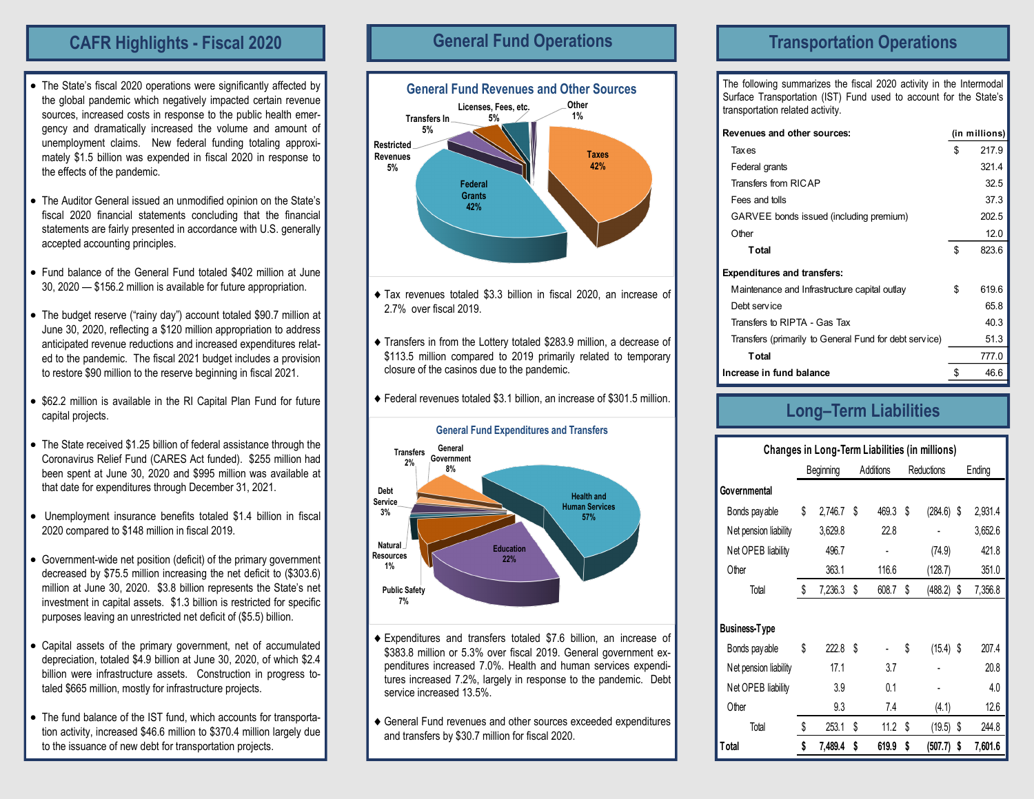## CAFR Highlights - Fiscal 2020

- The State's fiscal 2020 operations were significantly affected by the global pandemic which negatively impacted certain revenue sources, increased costs in response to the public health emergency and dramatically increased the volume and amount of unemployment claims. New federal funding totaling approximately $1.5 billion was expended in fiscal 2020 in response to the effects of the pandemic.
- The Auditor General issued an unmodified opinion on the State's fiscal 2020 financial statements concluding that the financial statements are fairly presented in accordance with U.S. generally accepted accounting principles.
- Fund balance of the General Fund totaled $402 million at June 30, 2020 — $156.2 million is available for future appropriation.
- The budget reserve ("rainy day") account totaled $90.7 million at June 30, 2020, reflecting a $120 million appropriation to address anticipated revenue reductions and increased expenditures related to the pandemic. The fiscal 2021 budget includes a provision to restore $90 million to the reserve beginning in fiscal 2021.
- $62.2 million is available in the RI Capital Plan Fund for future capital projects.
- The State received $1.25 billion of federal assistance through the Coronavirus Relief Fund (CARES Act funded). $255 million had been spent at June 30, 2020 and $995 million was available at that date for expenditures through December 31, 2021.
- Unemployment insurance benefits totaled $1.4 billion in fiscal 2020 compared to $148 million in fiscal 2019.
- Government-wide net position (deficit) of the primary government decreased by $75.5 million increasing the net deficit to ($303.6) million at June 30, 2020. $3.8 billion represents the State's net investment in capital assets. $1.3 billion is restricted for specific purposes leaving an unrestricted net deficit of ($5.5) billion.
- Capital assets of the primary government, net of accumulated depreciation, totaled $4.9 billion at June 30, 2020, of which $2.4 billion were infrastructure assets. Construction in progress totaled $665 million, mostly for infrastructure projects.
- The fund balance of the IST fund, which accounts for transportation activity, increased $46.6 million to $370.4 million largely due to the issuance of new debt for transportation projects.

## General Fund Operations

General Fund Revenues and Other Sources

Taxes 42%
Federal Grants 42%
Restricted Revenues 5%
Transfers In 5%
Licenses, Fees, etc. 5%
Other 1%

- Tax revenues totaled $3.3 billion in fiscal 2020, an increase of 2.7% over fiscal 2019.
- Transfers in from the Lottery totaled $283.9 million, a decrease of $113.5 million compared to 2019 primarily related to temporary closure of the casinos due to the pandemic.
- Federal revenues totaled $3.1 billion, an increase of $301.5 million.

General Fund Expenditures and Transfers

Health and Human Services 57%
Education 22%
General Government 8%
Public Safety 7%
Debt Service 3%
Transfers 2%
Natural Resources 1%

- Expenditures and transfers totaled $7.6 billion, an increase of $383.8 million or 5.3% over fiscal 2019. General government expenditures increased 7.0%. Health and human services expenditures increased 7.2%, largely in response to the pandemic. Debt service increased 13.5%.
- General Fund revenues and other sources exceeded expenditures and transfers by $30.7 million for fiscal 2020.

## Transportation Operations

The following summarizes the fiscal 2020 activity in the Intermodal Surface Transportation (IST) Fund used to account for the State's transportation related activity.

| | | (in millions) |
|---|---|---|
| **Revenues and other sources:** | | |
| Taxes | $ | 217.9 |
| Federal grants | | 321.4 |
| Transfers from RICAP | | 32.5 |
| Fees and tolls | | 37.3 |
| GARVEE bonds issued (including premium) | | 202.5 |
| Other | | 12.0 |
| **Total** | $ | 823.6 |
| **Expenditures and transfers:** | | |
| Maintenance and Infrastructure capital outlay | $ | 619.6 |
| Debt service | | 65.8 |
| Transfers to RIPTA - Gas Tax | | 40.3 |
| Transfers (primarily to General Fund for debt service) | | 51.3 |
| **Total** | | 777.0 |
| **Increase in fund balance** | $ | 46.6 |

## Long–Term Liabilities

**Changes in Long-Term Liabilities (in millions)**

| | Beginning | Additions | Reductions | Ending |
|---|---|---|---|---|
| **Governmental** | | | | |
| Bonds payable | $ 2,746.7 | $ 469.3 | $ (284.6) | $ 2,931.4 |
| Net pension liability | 3,629.8 | 22.8 | - | 3,652.6 |
| Net OPEB liability | 496.7 | - | (74.9) | 421.8 |
| Other | 363.1 | 116.6 | (128.7) | 351.0 |
| Total | $ 7,236.3 | $ 608.7 | $ (488.2) | $ 7,356.8 |
| **Business-Type** | | | | |
| Bonds payable | $ 222.8 | $ - | $ (15.4) | $ 207.4 |
| Net pension liability | 17.1 | 3.7 | - | 20.8 |
| Net OPEB liability | 3.9 | 0.1 | - | 4.0 |
| Other | 9.3 | 7.4 | (4.1) | 12.6 |
| Total | $ 253.1 | $ 11.2 | $ (19.5) | $ 244.8 |
| **Total** | **$ 7,489.4** | **$ 619.9** | **$ (507.7)** | **$ 7,601.6** |